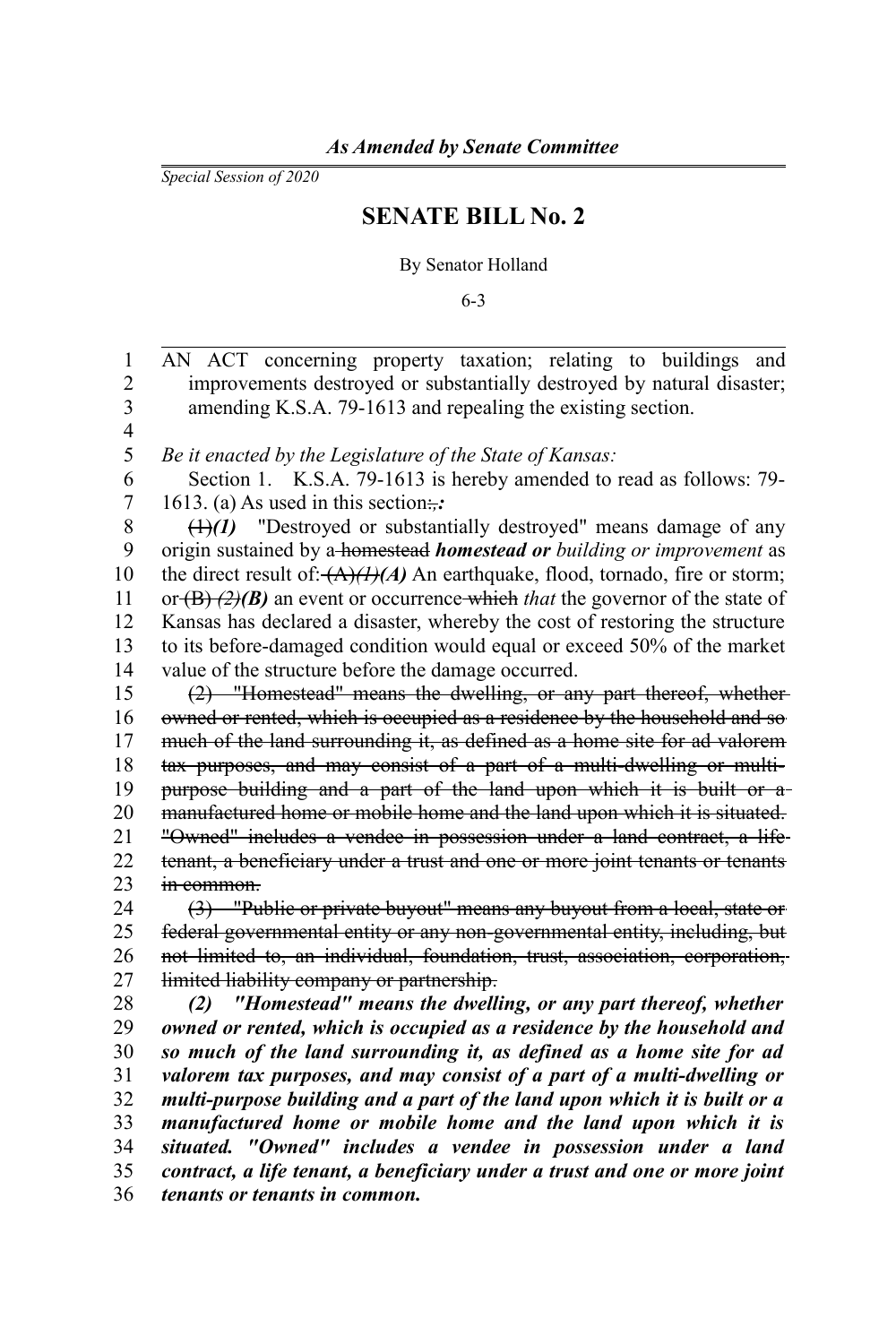*As Amended by Senate Committee*

*Special Session of 2020*

# SENATE BILL No. 2

By Senator Holland

6-3

AN ACT concerning property taxation; relating to buildings and improvements destroyed or substantially destroyed by natural disaster; amending K.S.A. 79-1613 and repealing the existing section.

*Be it enacted by the Legislature of the State of Kansas:*

Section 1. K.S.A. 79-1613 is hereby amended to read as follows: 79-1613. (a) As used in this section~~:,~~***:***

~~(1)~~*(1)* "Destroyed or substantially destroyed" means damage of any origin sustained by a ~~homestead~~ ***homestead or*** *building or improvement* as the direct result of: ~~(A)~~*~~(1)~~***(A)** An earthquake, flood, tornado, fire or storm; or ~~(B)~~ *~~(2)~~***(B)** an event or occurrence ~~which~~ *that* the governor of the state of Kansas has declared a disaster, whereby the cost of restoring the structure to its before-damaged condition would equal or exceed 50% of the market value of the structure before the damage occurred.

~~(2) "Homestead" means the dwelling, or any part thereof, whether owned or rented, which is occupied as a residence by the household and so much of the land surrounding it, as defined as a home site for ad valorem tax purposes, and may consist of a part of a multi-dwelling or multi-purpose building and a part of the land upon which it is built or a manufactured home or mobile home and the land upon which it is situated. "Owned" includes a vendee in possession under a land contract, a life tenant, a beneficiary under a trust and one or more joint tenants or tenants in common.~~

~~(3) "Public or private buyout" means any buyout from a local, state or federal governmental entity or any non-governmental entity, including, but not limited to, an individual, foundation, trust, association, corporation, limited liability company or partnership.~~

***(2) "Homestead" means the dwelling, or any part thereof, whether owned or rented, which is occupied as a residence by the household and so much of the land surrounding it, as defined as a home site for ad valorem tax purposes, and may consist of a part of a multi-dwelling or multi-purpose building and a part of the land upon which it is built or a manufactured home or mobile home and the land upon which it is situated. "Owned" includes a vendee in possession under a land contract, a life tenant, a beneficiary under a trust and one or more joint tenants or tenants in common.***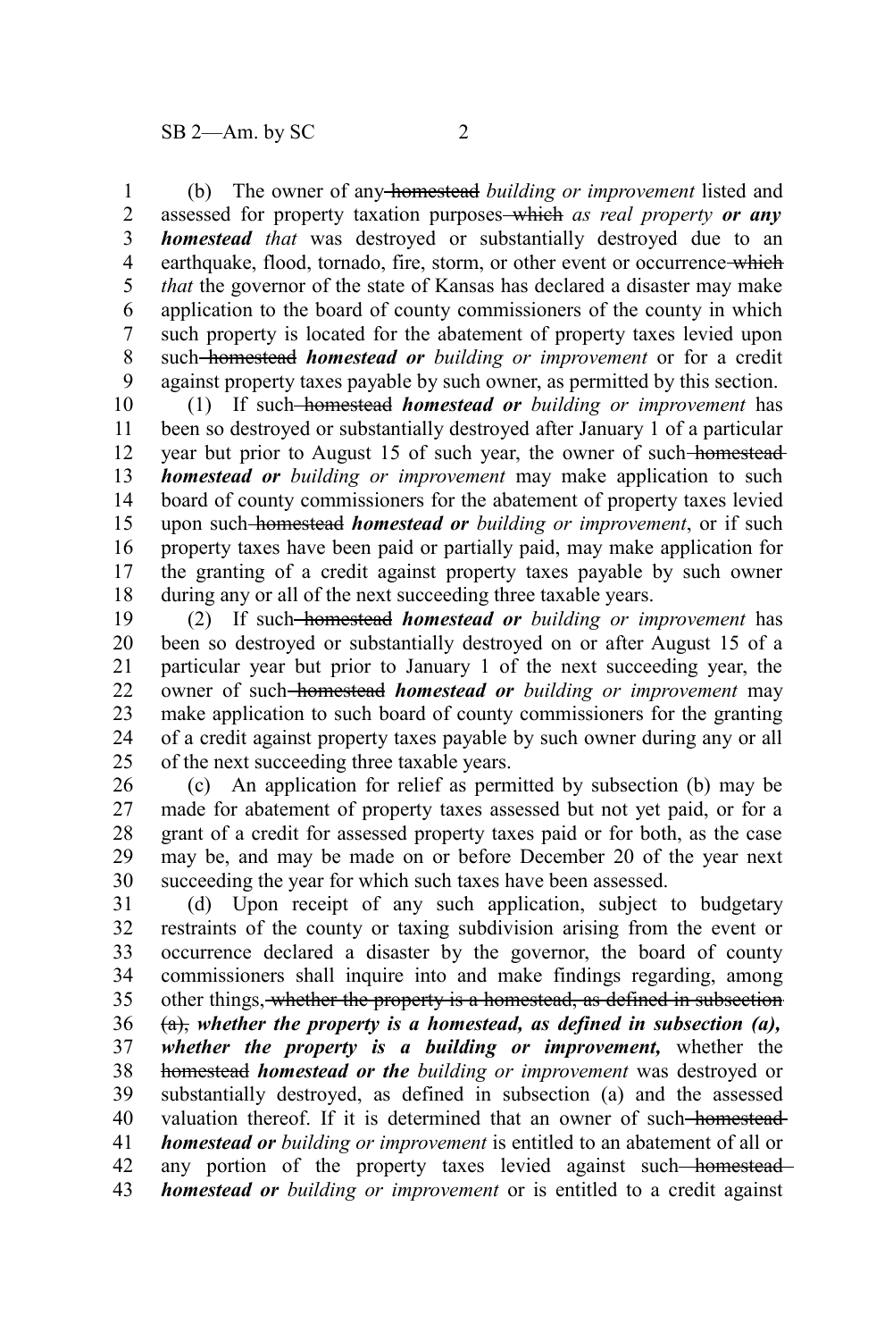(b) The owner of any ~~homestead~~ *building or improvement* listed and assessed for property taxation purposes ~~which~~ *as real property* ***or any homestead*** *that* was destroyed or substantially destroyed due to an earthquake, flood, tornado, fire, storm, or other event or occurrence ~~which~~ *that* the governor of the state of Kansas has declared a disaster may make application to the board of county commissioners of the county in which such property is located for the abatement of property taxes levied upon such ~~homestead~~ ***homestead or*** *building or improvement* or for a credit against property taxes payable by such owner, as permitted by this section.

(1) If such ~~homestead~~ ***homestead or*** *building or improvement* has been so destroyed or substantially destroyed after January 1 of a particular year but prior to August 15 of such year, the owner of such ~~homestead~~ ***homestead or*** *building or improvement* may make application to such board of county commissioners for the abatement of property taxes levied upon such ~~homestead~~ ***homestead or*** *building or improvement*, or if such property taxes have been paid or partially paid, may make application for the granting of a credit against property taxes payable by such owner during any or all of the next succeeding three taxable years.

(2) If such ~~homestead~~ ***homestead or*** *building or improvement* has been so destroyed or substantially destroyed on or after August 15 of a particular year but prior to January 1 of the next succeeding year, the owner of such ~~homestead~~ ***homestead or*** *building or improvement* may make application to such board of county commissioners for the granting of a credit against property taxes payable by such owner during any or all of the next succeeding three taxable years.

(c) An application for relief as permitted by subsection (b) may be made for abatement of property taxes assessed but not yet paid, or for a grant of a credit for assessed property taxes paid or for both, as the case may be, and may be made on or before December 20 of the year next succeeding the year for which such taxes have been assessed.

(d) Upon receipt of any such application, subject to budgetary restraints of the county or taxing subdivision arising from the event or occurrence declared a disaster by the governor, the board of county commissioners shall inquire into and make findings regarding, among other things, ~~whether the property is a homestead, as defined in subsection (a),~~ ***whether the property is a homestead, as defined in subsection (a), whether the property is a building or improvement,*** whether the ~~homestead~~ ***homestead or the*** *building or improvement* was destroyed or substantially destroyed, as defined in subsection (a) and the assessed valuation thereof. If it is determined that an owner of such ~~homestead~~ ***homestead or*** *building or improvement* is entitled to an abatement of all or any portion of the property taxes levied against such ~~homestead~~ ***homestead or*** *building or improvement* or is entitled to a credit against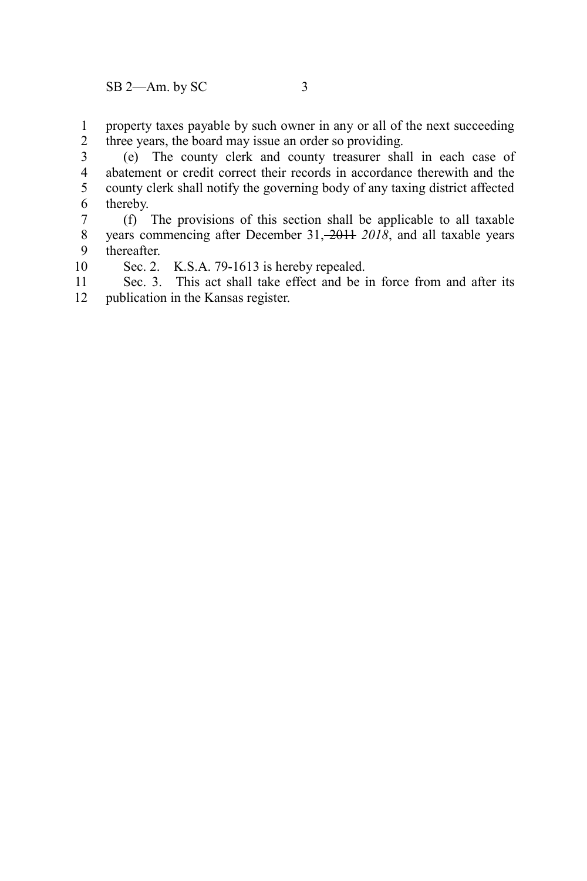property taxes payable by such owner in any or all of the next succeeding three years, the board may issue an order so providing.

(e) The county clerk and county treasurer shall in each case of abatement or credit correct their records in accordance therewith and the county clerk shall notify the governing body of any taxing district affected thereby.

(f) The provisions of this section shall be applicable to all taxable years commencing after December 31, ~~2011~~ *2018*, and all taxable years thereafter.

Sec. 2. K.S.A. 79-1613 is hereby repealed.

Sec. 3. This act shall take effect and be in force from and after its publication in the Kansas register.